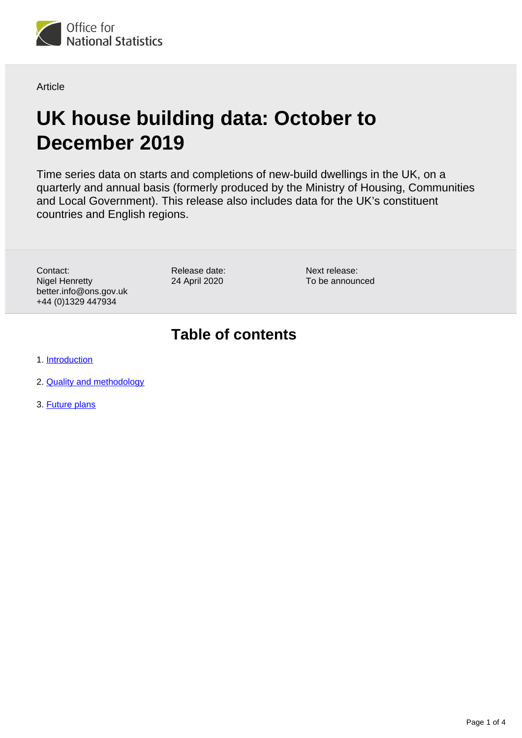Article

# UK house building data: October to December 2019

Time series data on starts and completions of new-build dwellings in the UK, on a quarterly and annual basis (formerly produced by the Ministry of Housing, Communities and Local Government). This release also includes data for the UK's constituent countries and English regions.

Contact:
Nigel Henretty
better.info@ons.gov.uk
+44 (0)1329 447934

Release date:
24 April 2020

Next release:
To be announced

## Table of contents

1. Introduction
2. Quality and methodology
3. Future plans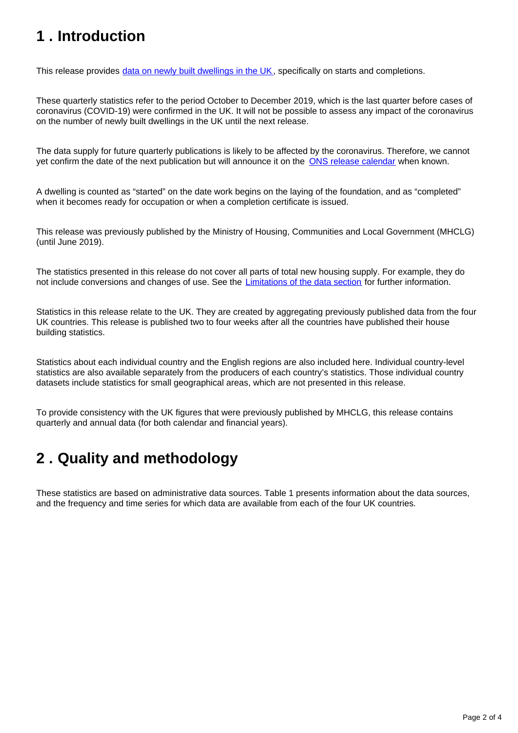## 1 . Introduction

This release provides [data on newly built dwellings in the UK](), specifically on starts and completions.

These quarterly statistics refer to the period October to December 2019, which is the last quarter before cases of coronavirus (COVID-19) were confirmed in the UK. It will not be possible to assess any impact of the coronavirus on the number of newly built dwellings in the UK until the next release.

The data supply for future quarterly publications is likely to be affected by the coronavirus. Therefore, we cannot yet confirm the date of the next publication but will announce it on the [ONS release calendar]() when known.

A dwelling is counted as "started" on the date work begins on the laying of the foundation, and as "completed" when it becomes ready for occupation or when a completion certificate is issued.

This release was previously published by the Ministry of Housing, Communities and Local Government (MHCLG) (until June 2019).

The statistics presented in this release do not cover all parts of total new housing supply. For example, they do not include conversions and changes of use. See the [Limitations of the data section]() for further information.

Statistics in this release relate to the UK. They are created by aggregating previously published data from the four UK countries. This release is published two to four weeks after all the countries have published their house building statistics.

Statistics about each individual country and the English regions are also included here. Individual country-level statistics are also available separately from the producers of each country's statistics. Those individual country datasets include statistics for small geographical areas, which are not presented in this release.

To provide consistency with the UK figures that were previously published by MHCLG, this release contains quarterly and annual data (for both calendar and financial years).

## 2 . Quality and methodology

These statistics are based on administrative data sources. Table 1 presents information about the data sources, and the frequency and time series for which data are available from each of the four UK countries.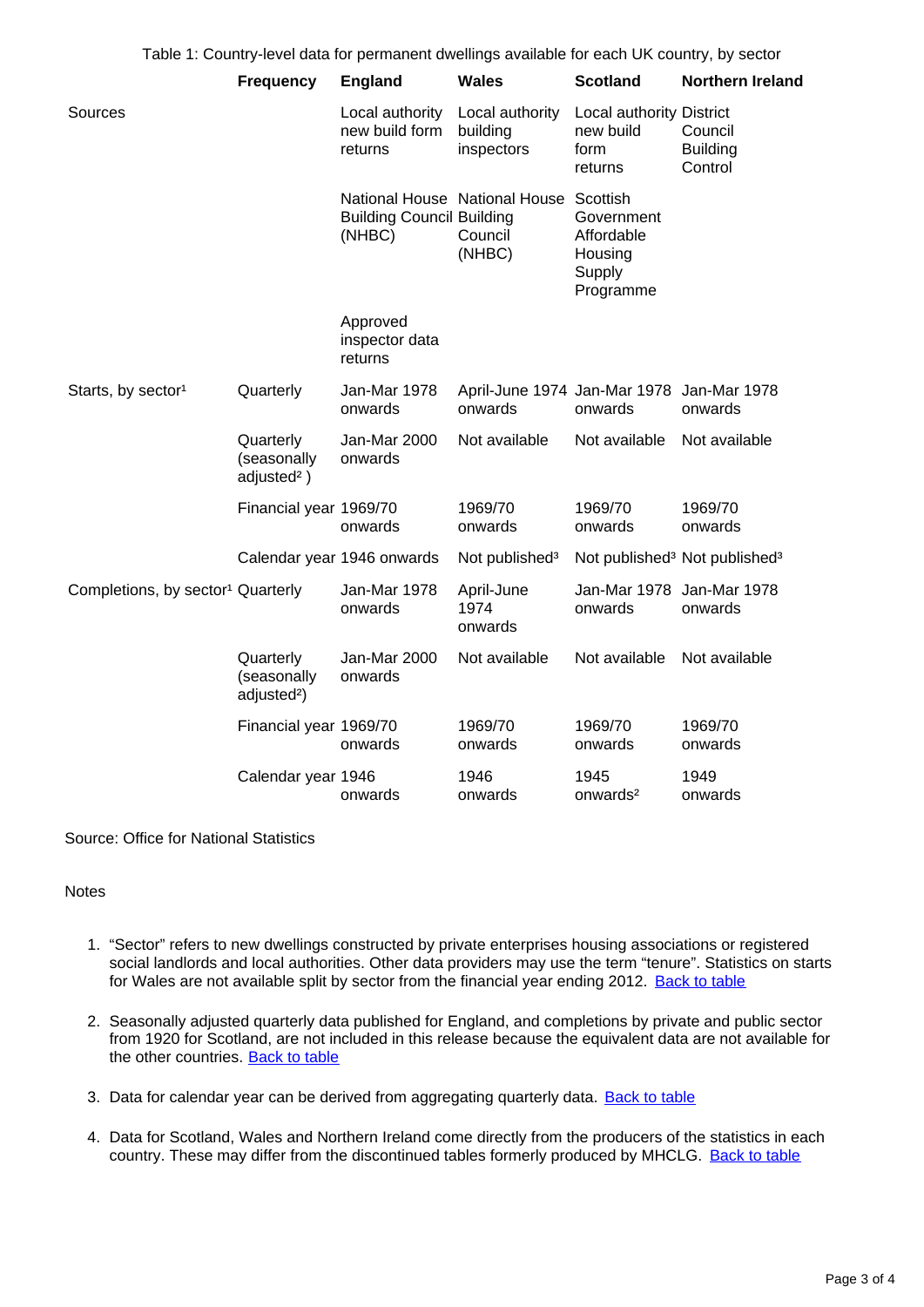Table 1: Country-level data for permanent dwellings available for each UK country, by sector

| | Frequency | England | Wales | Scotland | Northern Ireland |
|---|---|---|---|---|---|
| Sources | | Local authority new build form returns | Local authority building inspectors | Local authority new build form returns | District Council Building Control |
| | | National House Building Council (NHBC) | National House Building Council (NHBC) | Scottish Government Affordable Housing Supply Programme | |
| | | Approved inspector data returns | | | |
| Starts, by sector[1] | Quarterly | Jan-Mar 1978 onwards | April-June 1974 onwards | Jan-Mar 1978 onwards | Jan-Mar 1978 onwards |
| | Quarterly (seasonally adjusted[2] ) | Jan-Mar 2000 onwards | Not available | Not available | Not available |
| | Financial year | 1969/70 onwards | 1969/70 onwards | 1969/70 onwards | 1969/70 onwards |
| | Calendar year | 1946 onwards | Not published[3] | Not published[3] | Not published[3] |
| Completions, by sector[1] | Quarterly | Jan-Mar 1978 onwards | April-June 1974 onwards | Jan-Mar 1978 onwards | Jan-Mar 1978 onwards |
| | Quarterly (seasonally adjusted[2]) | Jan-Mar 2000 onwards | Not available | Not available | Not available |
| | Financial year | 1969/70 onwards | 1969/70 onwards | 1969/70 onwards | 1969/70 onwards |
| | Calendar year | 1946 onwards | 1946 onwards | 1945 onwards[2] | 1949 onwards |

Source: Office for National Statistics

Notes

1. "Sector" refers to new dwellings constructed by private enterprises housing associations or registered social landlords and local authorities. Other data providers may use the term "tenure". Statistics on starts for Wales are not available split by sector from the financial year ending 2012. Back to table
2. Seasonally adjusted quarterly data published for England, and completions by private and public sector from 1920 for Scotland, are not included in this release because the equivalent data are not available for the other countries. Back to table
3. Data for calendar year can be derived from aggregating quarterly data. Back to table
4. Data for Scotland, Wales and Northern Ireland come directly from the producers of the statistics in each country. These may differ from the discontinued tables formerly produced by MHCLG. Back to table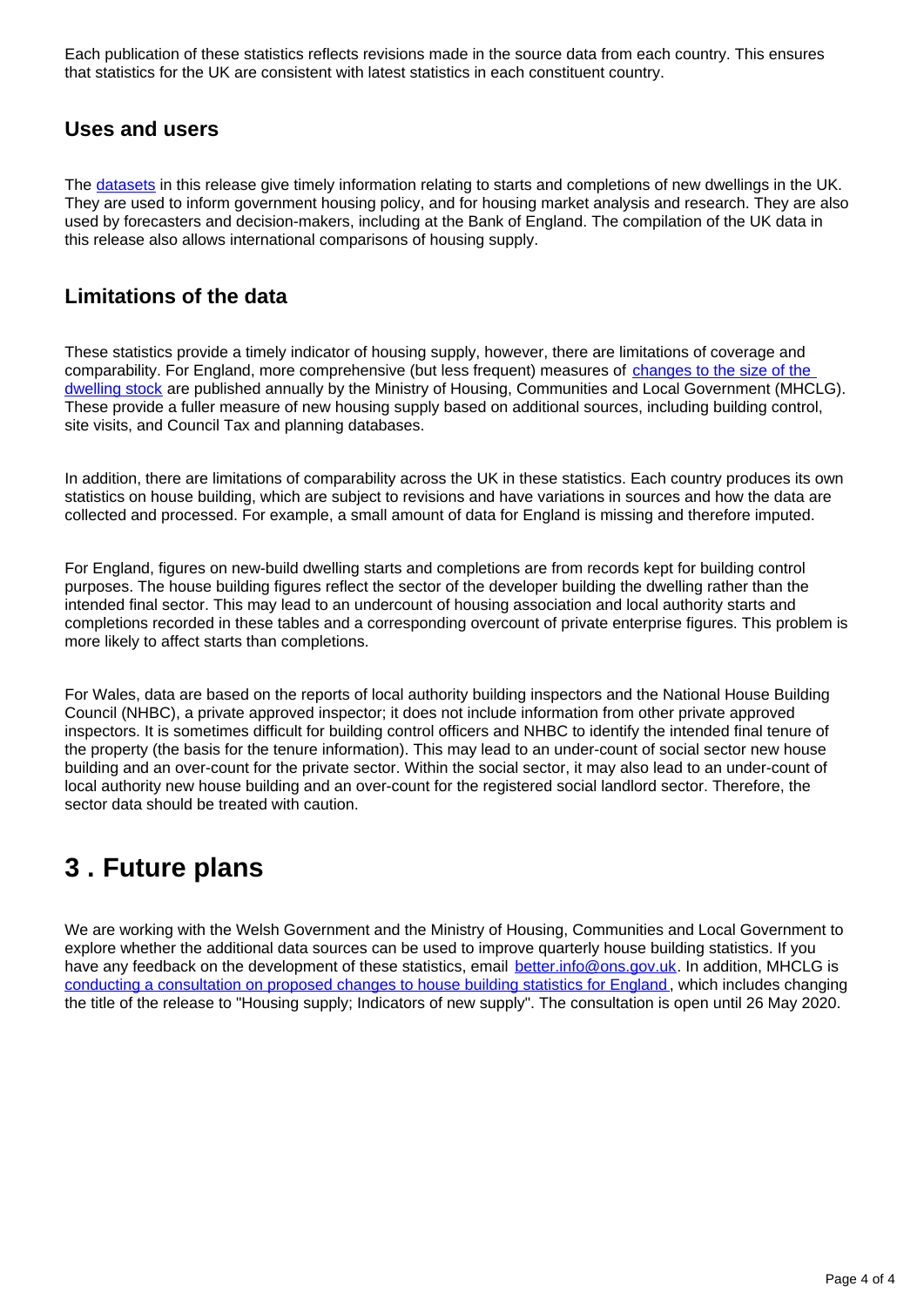Each publication of these statistics reflects revisions made in the source data from each country. This ensures that statistics for the UK are consistent with latest statistics in each constituent country.

### Uses and users

The datasets in this release give timely information relating to starts and completions of new dwellings in the UK. They are used to inform government housing policy, and for housing market analysis and research. They are also used by forecasters and decision-makers, including at the Bank of England. The compilation of the UK data in this release also allows international comparisons of housing supply.

### Limitations of the data

These statistics provide a timely indicator of housing supply, however, there are limitations of coverage and comparability. For England, more comprehensive (but less frequent) measures of changes to the size of the dwelling stock are published annually by the Ministry of Housing, Communities and Local Government (MHCLG). These provide a fuller measure of new housing supply based on additional sources, including building control, site visits, and Council Tax and planning databases.

In addition, there are limitations of comparability across the UK in these statistics. Each country produces its own statistics on house building, which are subject to revisions and have variations in sources and how the data are collected and processed. For example, a small amount of data for England is missing and therefore imputed.

For England, figures on new-build dwelling starts and completions are from records kept for building control purposes. The house building figures reflect the sector of the developer building the dwelling rather than the intended final sector. This may lead to an undercount of housing association and local authority starts and completions recorded in these tables and a corresponding overcount of private enterprise figures. This problem is more likely to affect starts than completions.

For Wales, data are based on the reports of local authority building inspectors and the National House Building Council (NHBC), a private approved inspector; it does not include information from other private approved inspectors. It is sometimes difficult for building control officers and NHBC to identify the intended final tenure of the property (the basis for the tenure information). This may lead to an under-count of social sector new house building and an over-count for the private sector. Within the social sector, it may also lead to an under-count of local authority new house building and an over-count for the registered social landlord sector. Therefore, the sector data should be treated with caution.

## 3 . Future plans

We are working with the Welsh Government and the Ministry of Housing, Communities and Local Government to explore whether the additional data sources can be used to improve quarterly house building statistics. If you have any feedback on the development of these statistics, email better.info@ons.gov.uk. In addition, MHCLG is conducting a consultation on proposed changes to house building statistics for England, which includes changing the title of the release to "Housing supply; Indicators of new supply". The consultation is open until 26 May 2020.